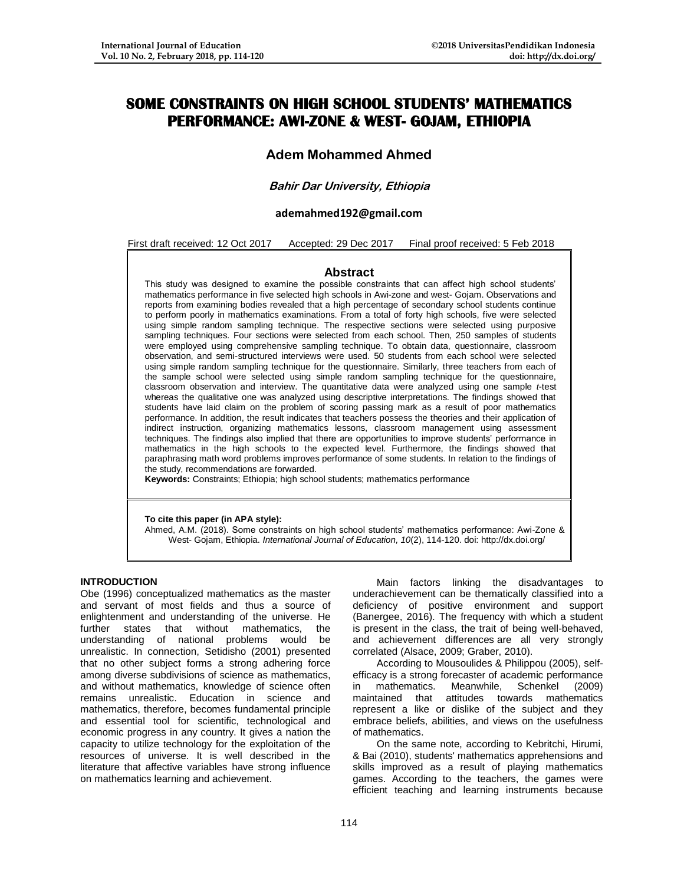# SOME CONSTRAINTS ON HIGH SCHOOL STUDENTS' MATHEMATICS PERFORMANCE: AWI-ZONE & WEST- GOJAM, ETHIOPIA

**Adem Mohammed Ahmed**

***Bahir Dar University, Ethiopia***

**ademahmed192@gmail.com**

First draft received: 12 Oct 2017 Accepted: 29 Dec 2017 Final proof received: 5 Feb 2018

## Abstract

This study was designed to examine the possible constraints that can affect high school students' mathematics performance in five selected high schools in Awi-zone and west- Gojam. Observations and reports from examining bodies revealed that a high percentage of secondary school students continue to perform poorly in mathematics examinations. From a total of forty high schools, five were selected using simple random sampling technique. The respective sections were selected using purposive sampling techniques. Four sections were selected from each school. Then, 250 samples of students were employed using comprehensive sampling technique. To obtain data, questionnaire, classroom observation, and semi-structured interviews were used. 50 students from each school were selected using simple random sampling technique for the questionnaire. Similarly, three teachers from each of the sample school were selected using simple random sampling technique for the questionnaire, classroom observation and interview. The quantitative data were analyzed using one sample *t*-test whereas the qualitative one was analyzed using descriptive interpretations. The findings showed that students have laid claim on the problem of scoring passing mark as a result of poor mathematics performance. In addition, the result indicates that teachers possess the theories and their application of indirect instruction, organizing mathematics lessons, classroom management using assessment techniques. The findings also implied that there are opportunities to improve students' performance in mathematics in the high schools to the expected level. Furthermore, the findings showed that paraphrasing math word problems improves performance of some students. In relation to the findings of the study, recommendations are forwarded.

**Keywords:** Constraints; Ethiopia; high school students; mathematics performance

**To cite this paper (in APA style):**
Ahmed, A.M. (2018). Some constraints on high school students' mathematics performance: Awi-Zone & West- Gojam, Ethiopia. *International Journal of Education, 10*(2), 114-120. doi: http://dx.doi.org/

## INTRODUCTION

Obe (1996) conceptualized mathematics as the master and servant of most fields and thus a source of enlightenment and understanding of the universe. He further states that without mathematics, the understanding of national problems would be unrealistic. In connection, Setidisho (2001) presented that no other subject forms a strong adhering force among diverse subdivisions of science as mathematics, and without mathematics, knowledge of science often remains unrealistic. Education in science and mathematics, therefore, becomes fundamental principle and essential tool for scientific, technological and economic progress in any country. It gives a nation the capacity to utilize technology for the exploitation of the resources of universe. It is well described in the literature that affective variables have strong influence on mathematics learning and achievement.

Main factors linking the disadvantages to underachievement can be thematically classified into a deficiency of positive environment and support (Banergee, 2016). The frequency with which a student is present in the class, the trait of being well-behaved, and achievement differences are all very strongly correlated (Alsace, 2009; Graber, 2010).

According to Mousoulides & Philippou (2005), self-efficacy is a strong forecaster of academic performance in mathematics. Meanwhile, Schenkel (2009) maintained that attitudes towards mathematics represent a like or dislike of the subject and they embrace beliefs, abilities, and views on the usefulness of mathematics.

On the same note, according to Kebritchi, Hirumi, & Bai (2010), students' mathematics apprehensions and skills improved as a result of playing mathematics games. According to the teachers, the games were efficient teaching and learning instruments because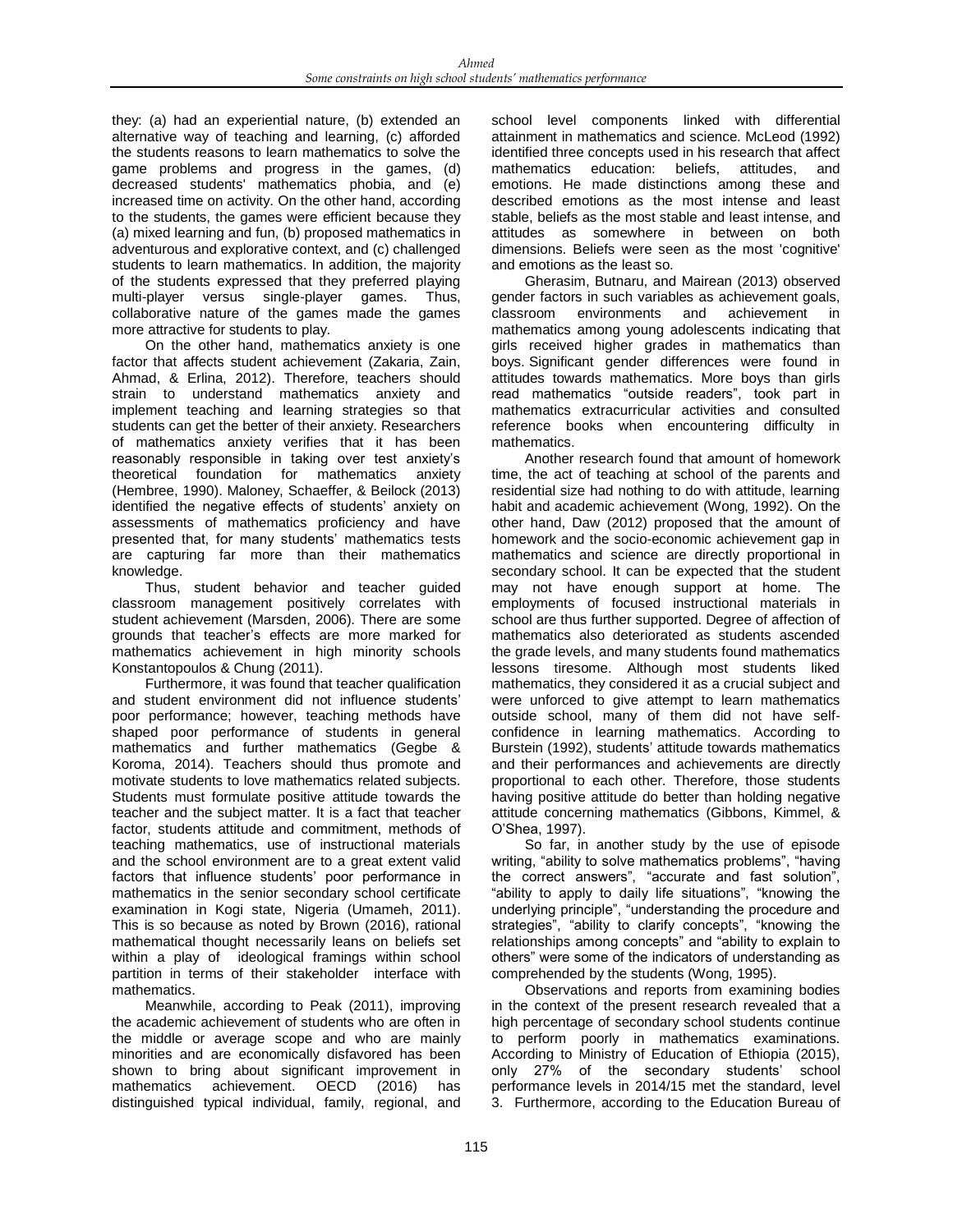they: (a) had an experiential nature, (b) extended an alternative way of teaching and learning, (c) afforded the students reasons to learn mathematics to solve the game problems and progress in the games, (d) decreased students' mathematics phobia, and (e) increased time on activity. On the other hand, according to the students, the games were efficient because they (a) mixed learning and fun, (b) proposed mathematics in adventurous and explorative context, and (c) challenged students to learn mathematics. In addition, the majority of the students expressed that they preferred playing multi-player versus single-player games. Thus, collaborative nature of the games made the games more attractive for students to play.

On the other hand, mathematics anxiety is one factor that affects student achievement (Zakaria, Zain, Ahmad, & Erlina, 2012). Therefore, teachers should strain to understand mathematics anxiety and implement teaching and learning strategies so that students can get the better of their anxiety. Researchers of mathematics anxiety verifies that it has been reasonably responsible in taking over test anxiety's theoretical foundation for mathematics anxiety (Hembree, 1990). Maloney, Schaeffer, & Beilock (2013) identified the negative effects of students' anxiety on assessments of mathematics proficiency and have presented that, for many students' mathematics tests are capturing far more than their mathematics knowledge.

Thus, student behavior and teacher guided classroom management positively correlates with student achievement (Marsden, 2006). There are some grounds that teacher's effects are more marked for mathematics achievement in high minority schools Konstantopoulos & Chung (2011).

Furthermore, it was found that teacher qualification and student environment did not influence students' poor performance; however, teaching methods have shaped poor performance of students in general mathematics and further mathematics (Gegbe & Koroma, 2014). Teachers should thus promote and motivate students to love mathematics related subjects. Students must formulate positive attitude towards the teacher and the subject matter. It is a fact that teacher factor, students attitude and commitment, methods of teaching mathematics, use of instructional materials and the school environment are to a great extent valid factors that influence students' poor performance in mathematics in the senior secondary school certificate examination in Kogi state, Nigeria (Umameh, 2011). This is so because as noted by Brown (2016), rational mathematical thought necessarily leans on beliefs set within a play of ideological framings within school partition in terms of their stakeholder interface with mathematics.

Meanwhile, according to Peak (2011), improving the academic achievement of students who are often in the middle or average scope and who are mainly minorities and are economically disfavored has been shown to bring about significant improvement in mathematics achievement. OECD (2016) has distinguished typical individual, family, regional, and school level components linked with differential attainment in mathematics and science. McLeod (1992) identified three concepts used in his research that affect mathematics education: beliefs, attitudes, and emotions. He made distinctions among these and described emotions as the most intense and least stable, beliefs as the most stable and least intense, and attitudes as somewhere in between on both dimensions. Beliefs were seen as the most 'cognitive' and emotions as the least so.

Gherasim, Butnaru, and Mairean (2013) observed gender factors in such variables as achievement goals, classroom environments and achievement in mathematics among young adolescents indicating that girls received higher grades in mathematics than boys. Significant gender differences were found in attitudes towards mathematics. More boys than girls read mathematics "outside readers", took part in mathematics extracurricular activities and consulted reference books when encountering difficulty in mathematics.

Another research found that amount of homework time, the act of teaching at school of the parents and residential size had nothing to do with attitude, learning habit and academic achievement (Wong, 1992). On the other hand, Daw (2012) proposed that the amount of homework and the socio-economic achievement gap in mathematics and science are directly proportional in secondary school. It can be expected that the student may not have enough support at home. The employments of focused instructional materials in school are thus further supported. Degree of affection of mathematics also deteriorated as students ascended the grade levels, and many students found mathematics lessons tiresome. Although most students liked mathematics, they considered it as a crucial subject and were unforced to give attempt to learn mathematics outside school, many of them did not have self-confidence in learning mathematics. According to Burstein (1992), students' attitude towards mathematics and their performances and achievements are directly proportional to each other. Therefore, those students having positive attitude do better than holding negative attitude concerning mathematics (Gibbons, Kimmel, & O'Shea, 1997).

So far, in another study by the use of episode writing, "ability to solve mathematics problems", "having the correct answers", "accurate and fast solution", "ability to apply to daily life situations", "knowing the underlying principle", "understanding the procedure and strategies", "ability to clarify concepts", "knowing the relationships among concepts" and "ability to explain to others" were some of the indicators of understanding as comprehended by the students (Wong, 1995).

Observations and reports from examining bodies in the context of the present research revealed that a high percentage of secondary school students continue to perform poorly in mathematics examinations. According to Ministry of Education of Ethiopia (2015), only 27% of the secondary students' school performance levels in 2014/15 met the standard, level 3. Furthermore, according to the Education Bureau of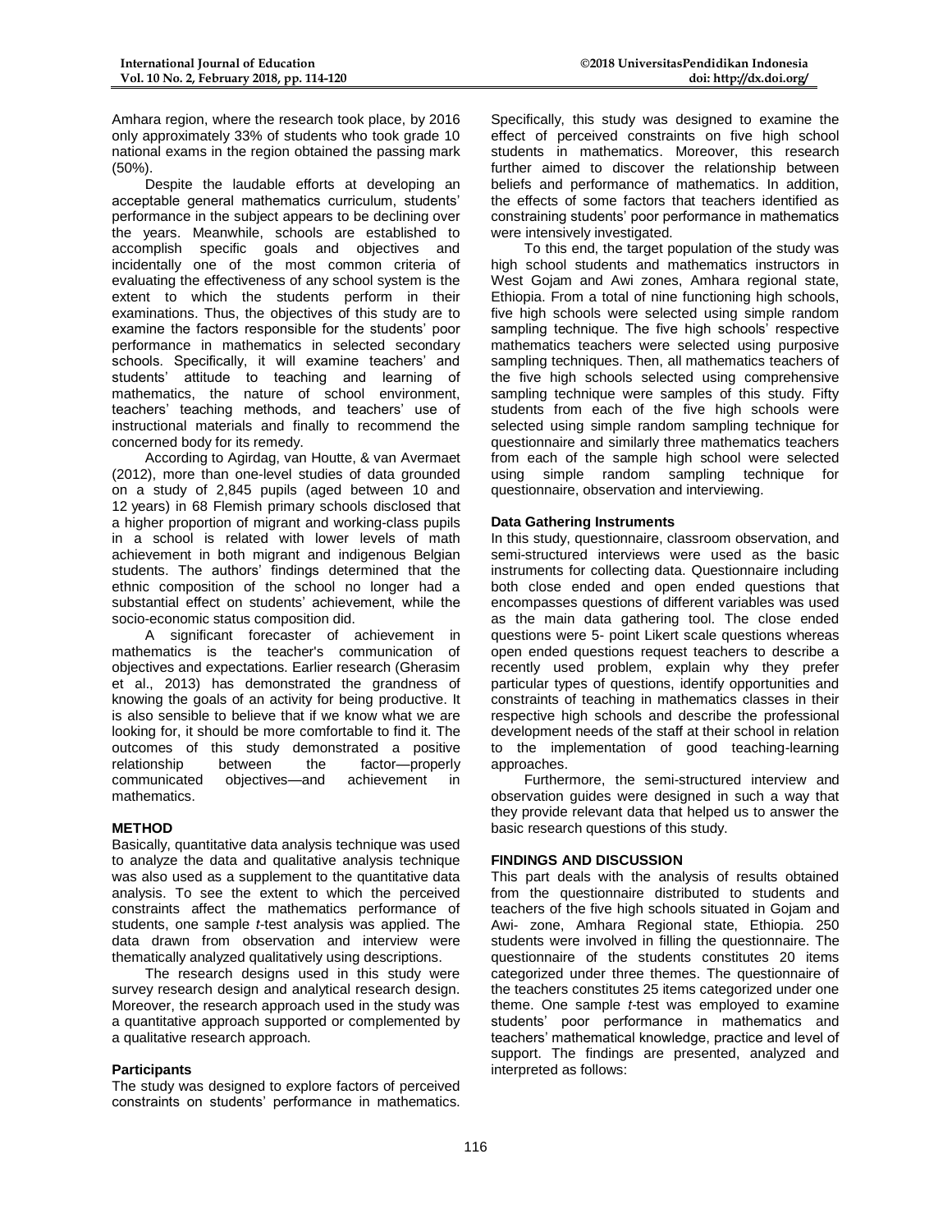Amhara region, where the research took place, by 2016 only approximately 33% of students who took grade 10 national exams in the region obtained the passing mark (50%).

Despite the laudable efforts at developing an acceptable general mathematics curriculum, students' performance in the subject appears to be declining over the years. Meanwhile, schools are established to accomplish specific goals and objectives and incidentally one of the most common criteria of evaluating the effectiveness of any school system is the extent to which the students perform in their examinations. Thus, the objectives of this study are to examine the factors responsible for the students' poor performance in mathematics in selected secondary schools. Specifically, it will examine teachers' and students' attitude to teaching and learning of mathematics, the nature of school environment, teachers' teaching methods, and teachers' use of instructional materials and finally to recommend the concerned body for its remedy.

According to Agirdag, van Houtte, & van Avermaet (2012), more than one-level studies of data grounded on a study of 2,845 pupils (aged between 10 and 12 years) in 68 Flemish primary schools disclosed that a higher proportion of migrant and working-class pupils in a school is related with lower levels of math achievement in both migrant and indigenous Belgian students. The authors' findings determined that the ethnic composition of the school no longer had a substantial effect on students' achievement, while the socio-economic status composition did.

A significant forecaster of achievement in mathematics is the teacher's communication of objectives and expectations. Earlier research (Gherasim et al., 2013) has demonstrated the grandness of knowing the goals of an activity for being productive. It is also sensible to believe that if we know what we are looking for, it should be more comfortable to find it. The outcomes of this study demonstrated a positive relationship between the factor—properly communicated objectives—and achievement in mathematics.

## METHOD

Basically, quantitative data analysis technique was used to analyze the data and qualitative analysis technique was also used as a supplement to the quantitative data analysis. To see the extent to which the perceived constraints affect the mathematics performance of students, one sample *t*-test analysis was applied. The data drawn from observation and interview were thematically analyzed qualitatively using descriptions.

The research designs used in this study were survey research design and analytical research design. Moreover, the research approach used in the study was a quantitative approach supported or complemented by a qualitative research approach.

### Participants

The study was designed to explore factors of perceived constraints on students' performance in mathematics. Specifically, this study was designed to examine the effect of perceived constraints on five high school students in mathematics. Moreover, this research further aimed to discover the relationship between beliefs and performance of mathematics. In addition, the effects of some factors that teachers identified as constraining students' poor performance in mathematics were intensively investigated.

To this end, the target population of the study was high school students and mathematics instructors in West Gojam and Awi zones, Amhara regional state, Ethiopia. From a total of nine functioning high schools, five high schools were selected using simple random sampling technique. The five high schools' respective mathematics teachers were selected using purposive sampling techniques. Then, all mathematics teachers of the five high schools selected using comprehensive sampling technique were samples of this study. Fifty students from each of the five high schools were selected using simple random sampling technique for questionnaire and similarly three mathematics teachers from each of the sample high school were selected using simple random sampling technique for questionnaire, observation and interviewing.

### Data Gathering Instruments

In this study, questionnaire, classroom observation, and semi-structured interviews were used as the basic instruments for collecting data. Questionnaire including both close ended and open ended questions that encompasses questions of different variables was used as the main data gathering tool. The close ended questions were 5- point Likert scale questions whereas open ended questions request teachers to describe a recently used problem, explain why they prefer particular types of questions, identify opportunities and constraints of teaching in mathematics classes in their respective high schools and describe the professional development needs of the staff at their school in relation to the implementation of good teaching-learning approaches.

Furthermore, the semi-structured interview and observation guides were designed in such a way that they provide relevant data that helped us to answer the basic research questions of this study.

## FINDINGS AND DISCUSSION

This part deals with the analysis of results obtained from the questionnaire distributed to students and teachers of the five high schools situated in Gojam and Awi- zone, Amhara Regional state, Ethiopia. 250 students were involved in filling the questionnaire. The questionnaire of the students constitutes 20 items categorized under three themes. The questionnaire of the teachers constitutes 25 items categorized under one theme. One sample *t*-test was employed to examine students' poor performance in mathematics and teachers' mathematical knowledge, practice and level of support. The findings are presented, analyzed and interpreted as follows: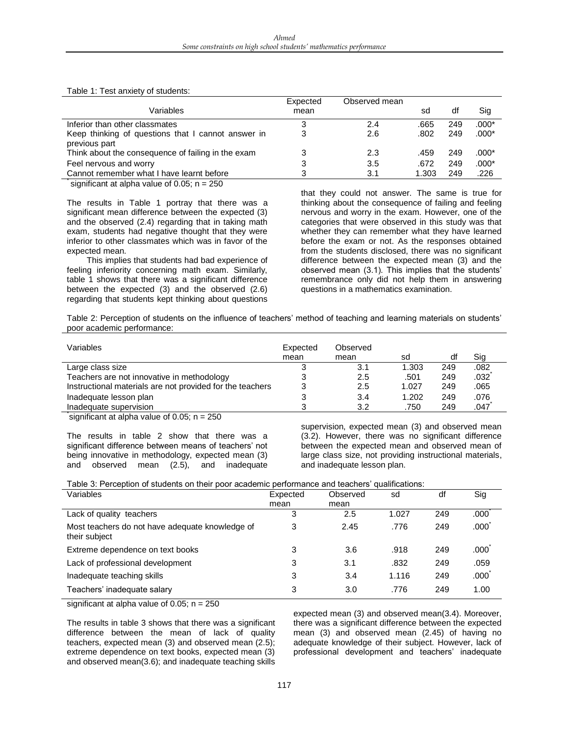Table 1: Test anxiety of students:

| Variables | Expected mean | Observed mean | sd | df | Sig |
|---|---|---|---|---|---|
| Inferior than other classmates | 3 | 2.4 | .665 | 249 | .000* |
| Keep thinking of questions that I cannot answer in previous part | 3 | 2.6 | .802 | 249 | .000* |
| Think about the consequence of failing in the exam | 3 | 2.3 | .459 | 249 | .000* |
| Feel nervous and worry | 3 | 3.5 | .672 | 249 | .000* |
| Cannot remember what I have learnt before | 3 | 3.1 | 1.303 | 249 | .226 |

*significant at alpha value of 0.05; n = 250

The results in Table 1 portray that there was a significant mean difference between the expected (3) and the observed (2.4) regarding that in taking math exam, students had negative thought that they were inferior to other classmates which was in favor of the expected mean.

This implies that students had bad experience of feeling inferiority concerning math exam. Similarly, table 1 shows that there was a significant difference between the expected (3) and the observed (2.6) regarding that students kept thinking about questions that they could not answer. The same is true for thinking about the consequence of failing and feeling nervous and worry in the exam. However, one of the categories that were observed in this study was that whether they can remember what they have learned before the exam or not. As the responses obtained from the students disclosed, there was no significant difference between the expected mean (3) and the observed mean (3.1). This implies that the students' remembrance only did not help them in answering questions in a mathematics examination.

Table 2: Perception of students on the influence of teachers' method of teaching and learning materials on students' poor academic performance:

| Variables | Expected mean | Observed mean | sd | df | Sig |
|---|---|---|---|---|---|
| Large class size | 3 | 3.1 | 1.303 | 249 | .082 |
| Teachers are not innovative in methodology | 3 | 2.5 | .501 | 249 | .032* |
| Instructional materials are not provided for the teachers | 3 | 2.5 | 1.027 | 249 | .065 |
| Inadequate lesson plan | 3 | 3.4 | 1.202 | 249 | .076 |
| Inadequate supervision | 3 | 3.2 | .750 | 249 | .047* |

*significant at alpha value of 0.05; n = 250

The results in table 2 show that there was a significant difference between means of teachers' not being innovative in methodology, expected mean (3) and observed mean (2.5), and inadequate supervision, expected mean (3) and observed mean (3.2). However, there was no significant difference between the expected mean and observed mean of large class size, not providing instructional materials, and inadequate lesson plan.

Table 3: Perception of students on their poor academic performance and teachers' qualifications:

| Variables | Expected mean | Observed mean | sd | df | Sig |
|---|---|---|---|---|---|
| Lack of quality teachers | 3 | 2.5 | 1.027 | 249 | .000* |
| Most teachers do not have adequate knowledge of their subject | 3 | 2.45 | .776 | 249 | .000* |
| Extreme dependence on text books | 3 | 3.6 | .918 | 249 | .000* |
| Lack of professional development | 3 | 3.1 | .832 | 249 | .059 |
| Inadequate teaching skills | 3 | 3.4 | 1.116 | 249 | .000* |
| Teachers' inadequate salary | 3 | 3.0 | .776 | 249 | 1.00 |

significant at alpha value of 0.05; n = 250

The results in table 3 shows that there was a significant difference between the mean of lack of quality teachers, expected mean (3) and observed mean (2.5); extreme dependence on text books, expected mean (3) and observed mean(3.6); and inadequate teaching skills expected mean (3) and observed mean(3.4). Moreover, there was a significant difference between the expected mean (3) and observed mean (2.45) of having no adequate knowledge of their subject. However, lack of professional development and teachers' inadequate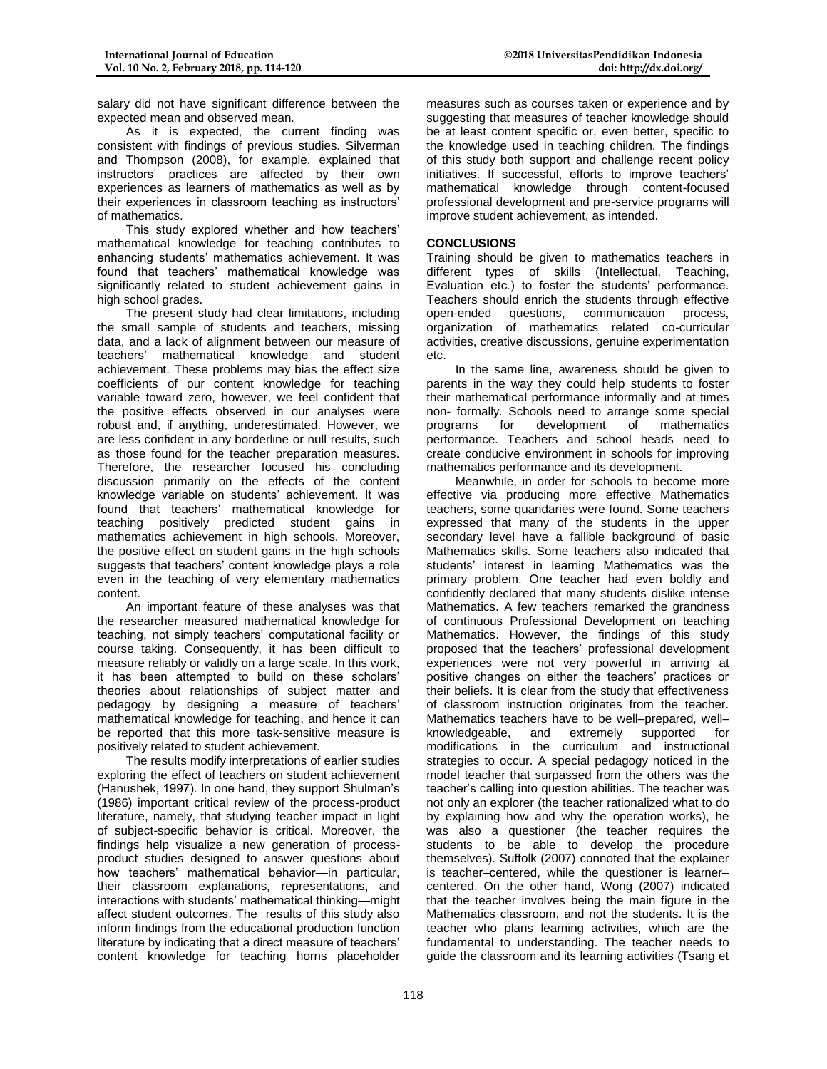salary did not have significant difference between the expected mean and observed mean.

As it is expected, the current finding was consistent with findings of previous studies. Silverman and Thompson (2008), for example, explained that instructors' practices are affected by their own experiences as learners of mathematics as well as by their experiences in classroom teaching as instructors' of mathematics.

This study explored whether and how teachers' mathematical knowledge for teaching contributes to enhancing students' mathematics achievement. It was found that teachers' mathematical knowledge was significantly related to student achievement gains in high school grades.

The present study had clear limitations, including the small sample of students and teachers, missing data, and a lack of alignment between our measure of teachers' mathematical knowledge and student achievement. These problems may bias the effect size coefficients of our content knowledge for teaching variable toward zero, however, we feel confident that the positive effects observed in our analyses were robust and, if anything, underestimated. However, we are less confident in any borderline or null results, such as those found for the teacher preparation measures. Therefore, the researcher focused his concluding discussion primarily on the effects of the content knowledge variable on students' achievement. It was found that teachers' mathematical knowledge for teaching positively predicted student gains in mathematics achievement in high schools. Moreover, the positive effect on student gains in the high schools suggests that teachers' content knowledge plays a role even in the teaching of very elementary mathematics content.

An important feature of these analyses was that the researcher measured mathematical knowledge for teaching, not simply teachers' computational facility or course taking. Consequently, it has been difficult to measure reliably or validly on a large scale. In this work, it has been attempted to build on these scholars' theories about relationships of subject matter and pedagogy by designing a measure of teachers' mathematical knowledge for teaching, and hence it can be reported that this more task-sensitive measure is positively related to student achievement.

The results modify interpretations of earlier studies exploring the effect of teachers on student achievement (Hanushek, 1997). In one hand, they support Shulman's (1986) important critical review of the process-product literature, namely, that studying teacher impact in light of subject-specific behavior is critical. Moreover, the findings help visualize a new generation of process-product studies designed to answer questions about how teachers' mathematical behavior—in particular, their classroom explanations, representations, and interactions with students' mathematical thinking—might affect student outcomes. The results of this study also inform findings from the educational production function literature by indicating that a direct measure of teachers' content knowledge for teaching horns placeholder measures such as courses taken or experience and by suggesting that measures of teacher knowledge should be at least content specific or, even better, specific to the knowledge used in teaching children. The findings of this study both support and challenge recent policy initiatives. If successful, efforts to improve teachers' mathematical knowledge through content-focused professional development and pre-service programs will improve student achievement, as intended.

## CONCLUSIONS

Training should be given to mathematics teachers in different types of skills (Intellectual, Teaching, Evaluation etc.) to foster the students' performance. Teachers should enrich the students through effective open-ended questions, communication process, organization of mathematics related co-curricular activities, creative discussions, genuine experimentation etc.

In the same line, awareness should be given to parents in the way they could help students to foster their mathematical performance informally and at times non- formally. Schools need to arrange some special programs for development of mathematics performance. Teachers and school heads need to create conducive environment in schools for improving mathematics performance and its development.

Meanwhile, in order for schools to become more effective via producing more effective Mathematics teachers, some quandaries were found. Some teachers expressed that many of the students in the upper secondary level have a fallible background of basic Mathematics skills. Some teachers also indicated that students' interest in learning Mathematics was the primary problem. One teacher had even boldly and confidently declared that many students dislike intense Mathematics. A few teachers remarked the grandness of continuous Professional Development on teaching Mathematics. However, the findings of this study proposed that the teachers' professional development experiences were not very powerful in arriving at positive changes on either the teachers' practices or their beliefs. It is clear from the study that effectiveness of classroom instruction originates from the teacher. Mathematics teachers have to be well–prepared, well–knowledgeable, and extremely supported for modifications in the curriculum and instructional strategies to occur. A special pedagogy noticed in the model teacher that surpassed from the others was the teacher's calling into question abilities. The teacher was not only an explorer (the teacher rationalized what to do by explaining how and why the operation works), he was also a questioner (the teacher requires the students to be able to develop the procedure themselves). Suffolk (2007) connoted that the explainer is teacher–centered, while the questioner is learner–centered. On the other hand, Wong (2007) indicated that the teacher involves being the main figure in the Mathematics classroom, and not the students. It is the teacher who plans learning activities, which are the fundamental to understanding. The teacher needs to guide the classroom and its learning activities (Tsang et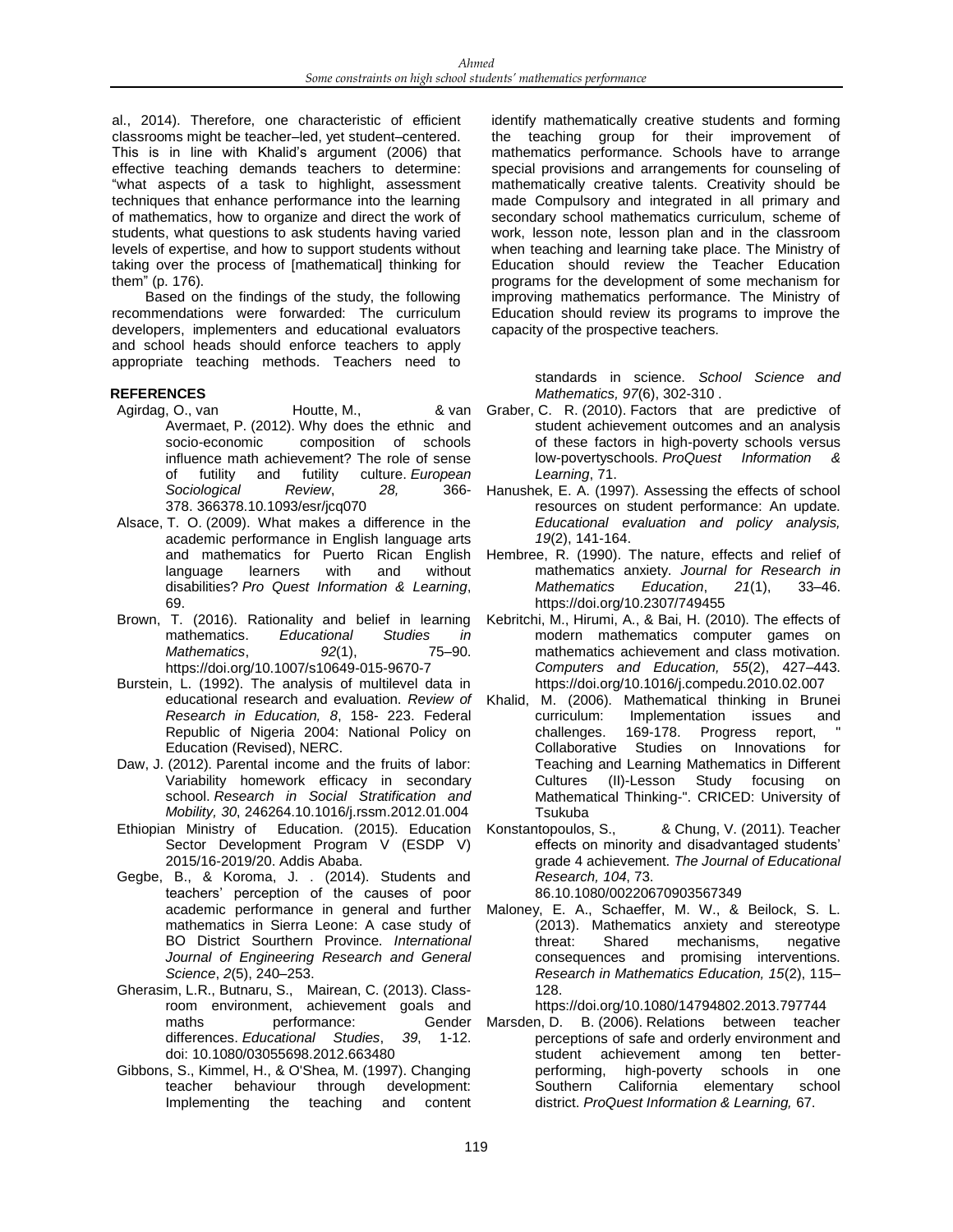al., 2014). Therefore, one characteristic of efficient classrooms might be teacher–led, yet student–centered. This is in line with Khalid's argument (2006) that effective teaching demands teachers to determine: "what aspects of a task to highlight, assessment techniques that enhance performance into the learning of mathematics, how to organize and direct the work of students, what questions to ask students having varied levels of expertise, and how to support students without taking over the process of [mathematical] thinking for them" (p. 176).

Based on the findings of the study, the following recommendations were forwarded: The curriculum developers, implementers and educational evaluators and school heads should enforce teachers to apply appropriate teaching methods. Teachers need to identify mathematically creative students and forming the teaching group for their improvement of mathematics performance. Schools have to arrange special provisions and arrangements for counseling of mathematically creative talents. Creativity should be made Compulsory and integrated in all primary and secondary school mathematics curriculum, scheme of work, lesson note, lesson plan and in the classroom when teaching and learning take place. The Ministry of Education should review the Teacher Education programs for the development of some mechanism for improving mathematics performance. The Ministry of Education should review its programs to improve the capacity of the prospective teachers.

## REFERENCES

- Agirdag, O., van Houtte, M., & van Avermaet, P. (2012). Why does the ethnic and socio-economic composition of schools influence math achievement? The role of sense of futility and futility culture. *European Sociological Review*, *28,* 366-378. 366378.10.1093/esr/jcq070
- Alsace, T. O. (2009). What makes a difference in the academic performance in English language arts and mathematics for Puerto Rican English language learners with and without disabilities? *Pro Quest Information & Learning*, 69.
- Brown, T. (2016). Rationality and belief in learning mathematics. *Educational Studies in Mathematics*, *92*(1), 75–90. https://doi.org/10.1007/s10649-015-9670-7
- Burstein, L. (1992). The analysis of multilevel data in educational research and evaluation. *Review of Research in Education, 8*, 158- 223. Federal Republic of Nigeria 2004: National Policy on Education (Revised), NERC.
- Daw, J. (2012). Parental income and the fruits of labor: Variability homework efficacy in secondary school. *Research in Social Stratification and Mobility, 30*, 246264.10.1016/j.rssm.2012.01.004
- Ethiopian Ministry of Education. (2015). Education Sector Development Program V (ESDP V) 2015/16-2019/20. Addis Ababa.
- Gegbe, B., & Koroma, J. . (2014). Students and teachers' perception of the causes of poor academic performance in general and further mathematics in Sierra Leone: A case study of BO District Sourthern Province. *International Journal of Engineering Research and General Science*, *2*(5), 240–253.
- Gherasim, L.R., Butnaru, S., Mairean, C. (2013). Class-room environment, achievement goals and maths performance: Gender differences. *Educational Studies*, *39*, 1-12. doi: 10.1080/03055698.2012.663480
- Gibbons, S., Kimmel, H., & O'Shea, M. (1997). Changing teacher behaviour through development: Implementing the teaching and content standards in science. *School Science and Mathematics, 97*(6), 302-310 .
- Graber, C. R. (2010). Factors that are predictive of student achievement outcomes and an analysis of these factors in high-poverty schools versus low-povertyschools. *ProQuest Information & Learning*, 71.
- Hanushek, E. A. (1997). Assessing the effects of school resources on student performance: An update. *Educational evaluation and policy analysis, 19*(2), 141-164.
- Hembree, R. (1990). The nature, effects and relief of mathematics anxiety. *Journal for Research in Mathematics Education*, *21*(1), 33–46. https://doi.org/10.2307/749455
- Kebritchi, M., Hirumi, A., & Bai, H. (2010). The effects of modern mathematics computer games on mathematics achievement and class motivation. *Computers and Education, 55*(2), 427–443. https://doi.org/10.1016/j.compedu.2010.02.007
- Khalid, M. (2006). Mathematical thinking in Brunei curriculum: Implementation issues and challenges. 169-178. Progress report, " Collaborative Studies on Innovations for Teaching and Learning Mathematics in Different Cultures (II)-Lesson Study focusing on Mathematical Thinking-". CRICED: University of Tsukuba
- Konstantopoulos, S., & Chung, V. (2011). Teacher effects on minority and disadvantaged students' grade 4 achievement. *The Journal of Educational Research, 104*, 73. 86.10.1080/00220670903567349
- Maloney, E. A., Schaeffer, M. W., & Beilock, S. L. (2013). Mathematics anxiety and stereotype threat: Shared mechanisms, negative consequences and promising interventions. *Research in Mathematics Education, 15*(2), 115–128. https://doi.org/10.1080/14794802.2013.797744
- Marsden, D. B. (2006). Relations between teacher perceptions of safe and orderly environment and student achievement among ten better-performing, high-poverty schools in one Southern California elementary school district. *ProQuest Information & Learning,* 67.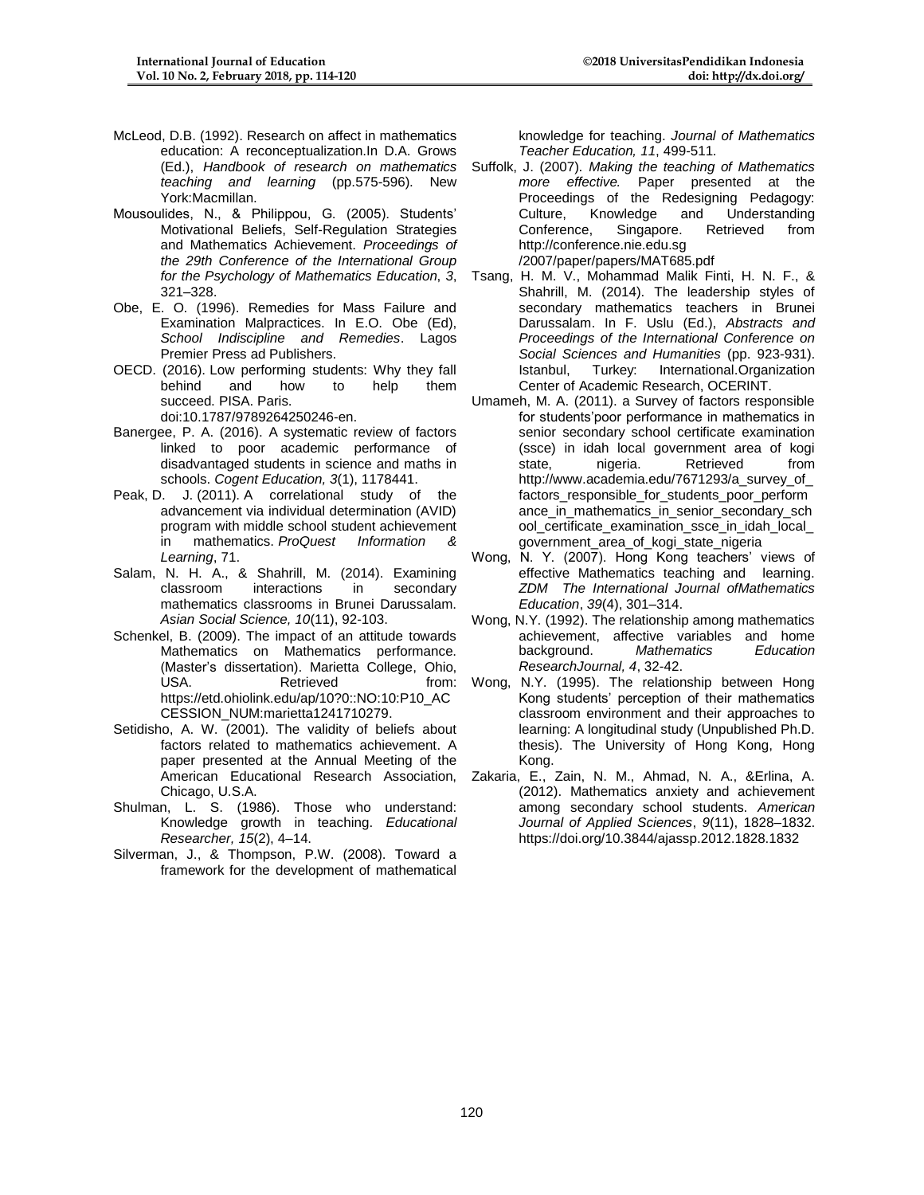McLeod, D.B. (1992). Research on affect in mathematics education: A reconceptualization.In D.A. Grows (Ed.), *Handbook of research on mathematics teaching and learning* (pp.575-596). New York:Macmillan.

Mousoulides, N., & Philippou, G. (2005). Students' Motivational Beliefs, Self-Regulation Strategies and Mathematics Achievement. *Proceedings of the 29th Conference of the International Group for the Psychology of Mathematics Education*, *3*, 321–328.

Obe, E. O. (1996). Remedies for Mass Failure and Examination Malpractices. In E.O. Obe (Ed), *School Indiscipline and Remedies*. Lagos Premier Press ad Publishers.

OECD. (2016). Low performing students: Why they fall behind and how to help them succeed. PISA. Paris. doi:10.1787/9789264250246-en.

Banergee, P. A. (2016). A systematic review of factors linked to poor academic performance of disadvantaged students in science and maths in schools. *Cogent Education, 3*(1), 1178441.

Peak, D. J. (2011). A correlational study of the advancement via individual determination (AVID) program with middle school student achievement in mathematics. *ProQuest Information & Learning*, 71.

Salam, N. H. A., & Shahrill, M. (2014). Examining classroom interactions in secondary mathematics classrooms in Brunei Darussalam. *Asian Social Science, 10*(11), 92-103.

Schenkel, B. (2009). The impact of an attitude towards Mathematics on Mathematics performance. (Master's dissertation). Marietta College, Ohio, USA. Retrieved from: https://etd.ohiolink.edu/ap/10?0::NO:10:P10_ACCESSION_NUM:marietta1241710279.

Setidisho, A. W. (2001). The validity of beliefs about factors related to mathematics achievement. A paper presented at the Annual Meeting of the American Educational Research Association, Chicago, U.S.A.

Shulman, L. S. (1986). Those who understand: Knowledge growth in teaching. *Educational Researcher, 15*(2), 4–14.

Silverman, J., & Thompson, P.W. (2008). Toward a framework for the development of mathematical knowledge for teaching. *Journal of Mathematics Teacher Education, 11*, 499-511.

Suffolk, J. (2007). *Making the teaching of Mathematics more effective.* Paper presented at the Proceedings of the Redesigning Pedagogy: Culture, Knowledge and Understanding Conference, Singapore. Retrieved from http://conference.nie.edu.sg /2007/paper/papers/MAT685.pdf

Tsang, H. M. V., Mohammad Malik Finti, H. N. F., & Shahrill, M. (2014). The leadership styles of secondary mathematics teachers in Brunei Darussalam. In F. Uslu (Ed.), *Abstracts and Proceedings of the International Conference on Social Sciences and Humanities* (pp. 923-931). Istanbul, Turkey: International.Organization Center of Academic Research, OCERINT.

Umameh, M. A. (2011). a Survey of factors responsible for students'poor performance in mathematics in senior secondary school certificate examination (ssce) in idah local government area of kogi state, nigeria. Retrieved from http://www.academia.edu/7671293/a_survey_of_factors_responsible_for_students_poor_performance_in_mathematics_in_senior_secondary_school_certificate_examination_ssce_in_idah_local_government_area_of_kogi_state_nigeria

Wong, N. Y. (2007). Hong Kong teachers' views of effective Mathematics teaching and learning. *ZDM The International Journal ofMathematics Education*, *39*(4), 301–314.

Wong, N.Y. (1992). The relationship among mathematics achievement, affective variables and home background. *Mathematics Education ResearchJournal, 4*, 32-42.

Wong, N.Y. (1995). The relationship between Hong Kong students' perception of their mathematics classroom environment and their approaches to learning: A longitudinal study (Unpublished Ph.D. thesis). The University of Hong Kong, Hong Kong.

Zakaria, E., Zain, N. M., Ahmad, N. A., &Erlina, A. (2012). Mathematics anxiety and achievement among secondary school students. *American Journal of Applied Sciences*, *9*(11), 1828–1832. https://doi.org/10.3844/ajassp.2012.1828.1832